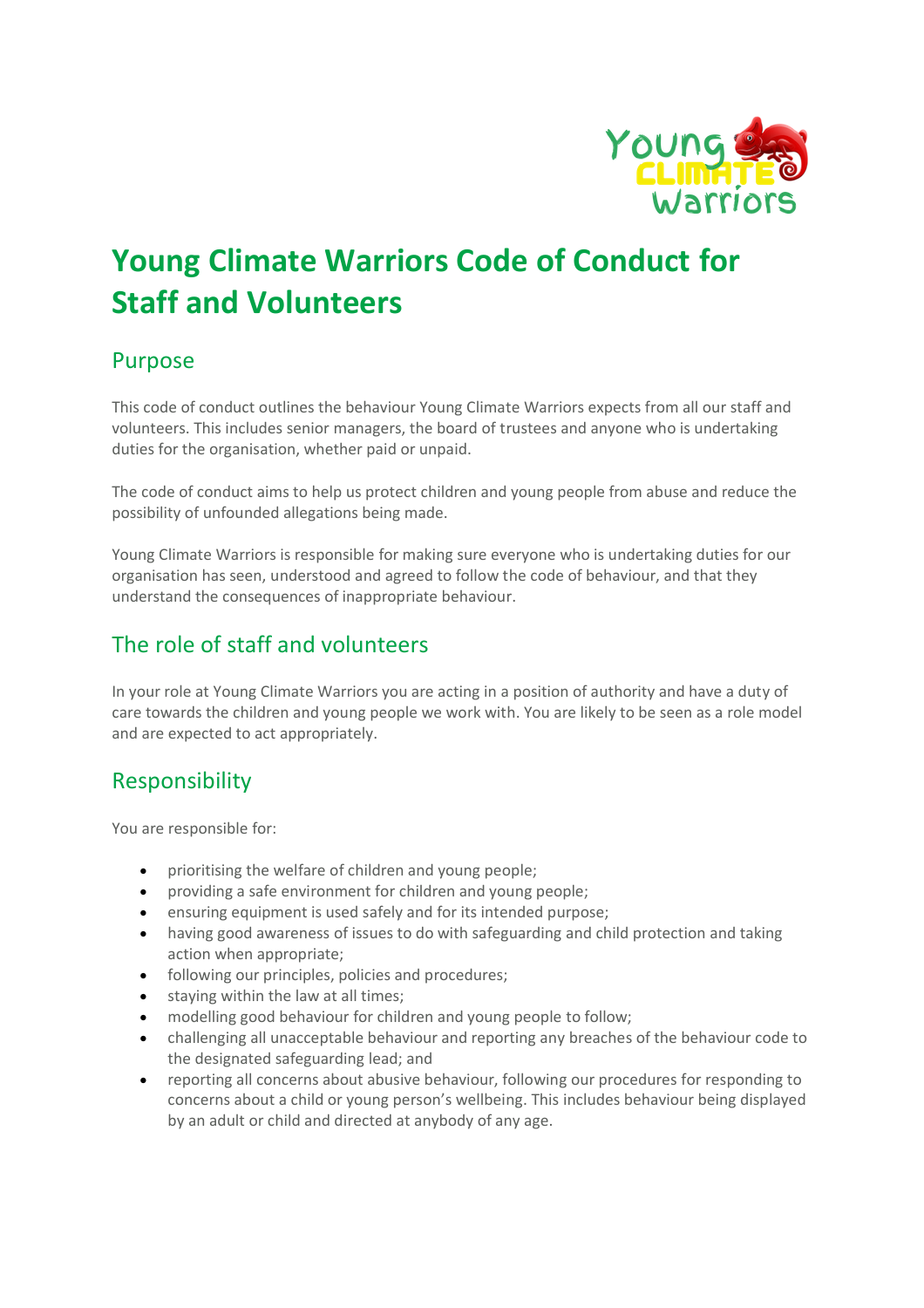# Young Climate Warriors Code of Conduct for Staff and Volunteers

## Purpose

This code of conduct outlines the behaviour Young Climate Warriors expects from all our staff and volunteers. This includes senior managers, the board of trustees and anyone who is undertaking duties for the organisation, whether paid or unpaid.

The code of conduct aims to help us protect children and young people from abuse and reduce the possibility of unfounded allegations being made.

Young Climate Warriors is responsible for making sure everyone who is undertaking duties for our organisation has seen, understood and agreed to follow the code of behaviour, and that they understand the consequences of inappropriate behaviour.

## The role of staff and volunteers

In your role at Young Climate Warriors you are acting in a position of authority and have a duty of care towards the children and young people we work with. You are likely to be seen as a role model and are expected to act appropriately.

## Responsibility

You are responsible for:

- prioritising the welfare of children and young people;
- providing a safe environment for children and young people;
- ensuring equipment is used safely and for its intended purpose;
- having good awareness of issues to do with safeguarding and child protection and taking action when appropriate;
- following our principles, policies and procedures;
- staying within the law at all times;
- modelling good behaviour for children and young people to follow;
- challenging all unacceptable behaviour and reporting any breaches of the behaviour code to the designated safeguarding lead; and
- reporting all concerns about abusive behaviour, following our procedures for responding to concerns about a child or young person's wellbeing. This includes behaviour being displayed by an adult or child and directed at anybody of any age.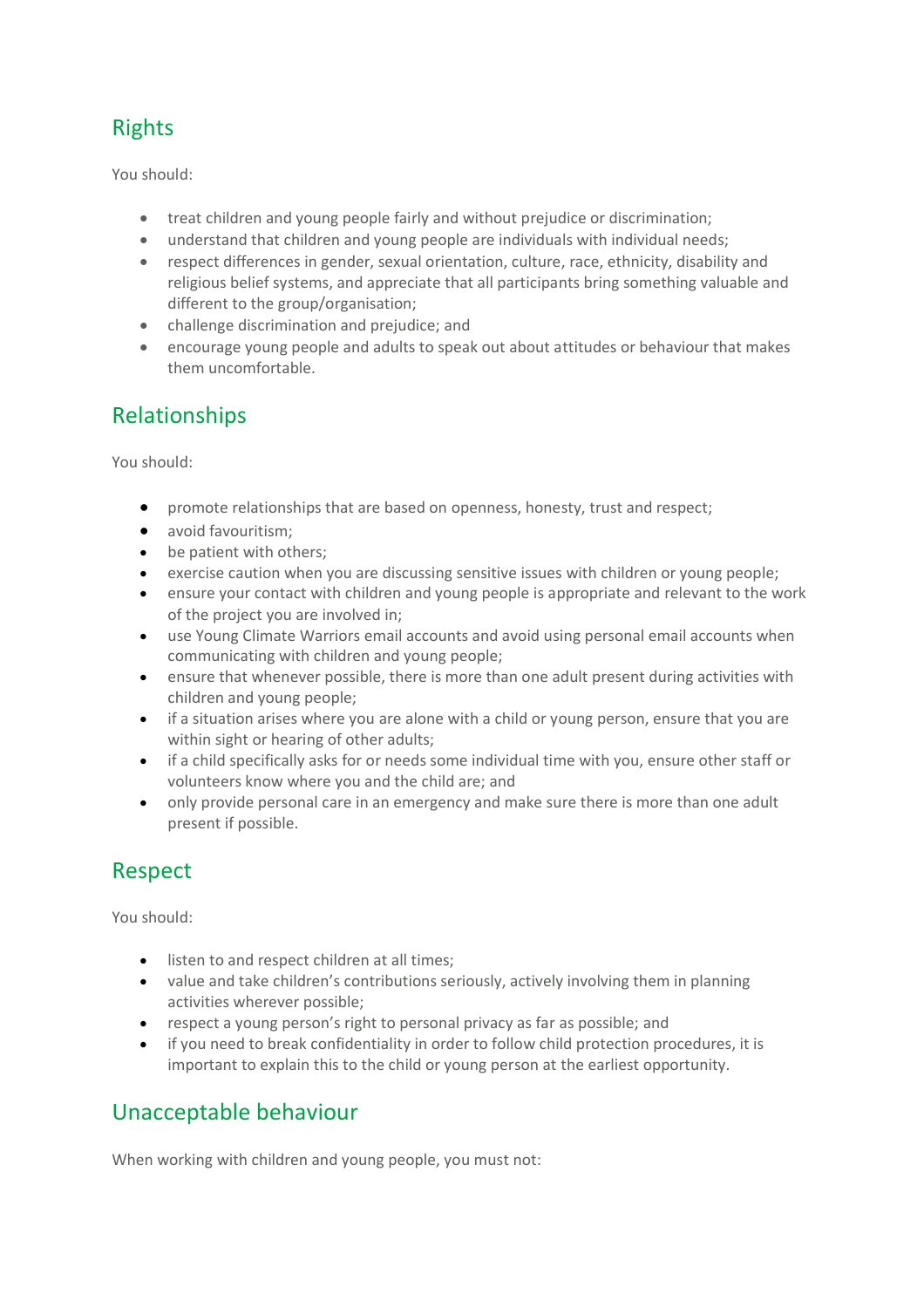## Rights

You should:

- treat children and young people fairly and without prejudice or discrimination;
- understand that children and young people are individuals with individual needs;
- respect differences in gender, sexual orientation, culture, race, ethnicity, disability and religious belief systems, and appreciate that all participants bring something valuable and different to the group/organisation;
- challenge discrimination and prejudice; and
- encourage young people and adults to speak out about attitudes or behaviour that makes them uncomfortable.

## Relationships

You should:

- promote relationships that are based on openness, honesty, trust and respect;
- avoid favouritism;
- be patient with others;
- exercise caution when you are discussing sensitive issues with children or young people;
- ensure your contact with children and young people is appropriate and relevant to the work of the project you are involved in;
- use Young Climate Warriors email accounts and avoid using personal email accounts when communicating with children and young people;
- ensure that whenever possible, there is more than one adult present during activities with children and young people;
- if a situation arises where you are alone with a child or young person, ensure that you are within sight or hearing of other adults;
- if a child specifically asks for or needs some individual time with you, ensure other staff or volunteers know where you and the child are; and
- only provide personal care in an emergency and make sure there is more than one adult present if possible.

## Respect

You should:

- listen to and respect children at all times;
- value and take children's contributions seriously, actively involving them in planning activities wherever possible;
- respect a young person's right to personal privacy as far as possible; and
- if you need to break confidentiality in order to follow child protection procedures, it is important to explain this to the child or young person at the earliest opportunity.

## Unacceptable behaviour

When working with children and young people, you must not: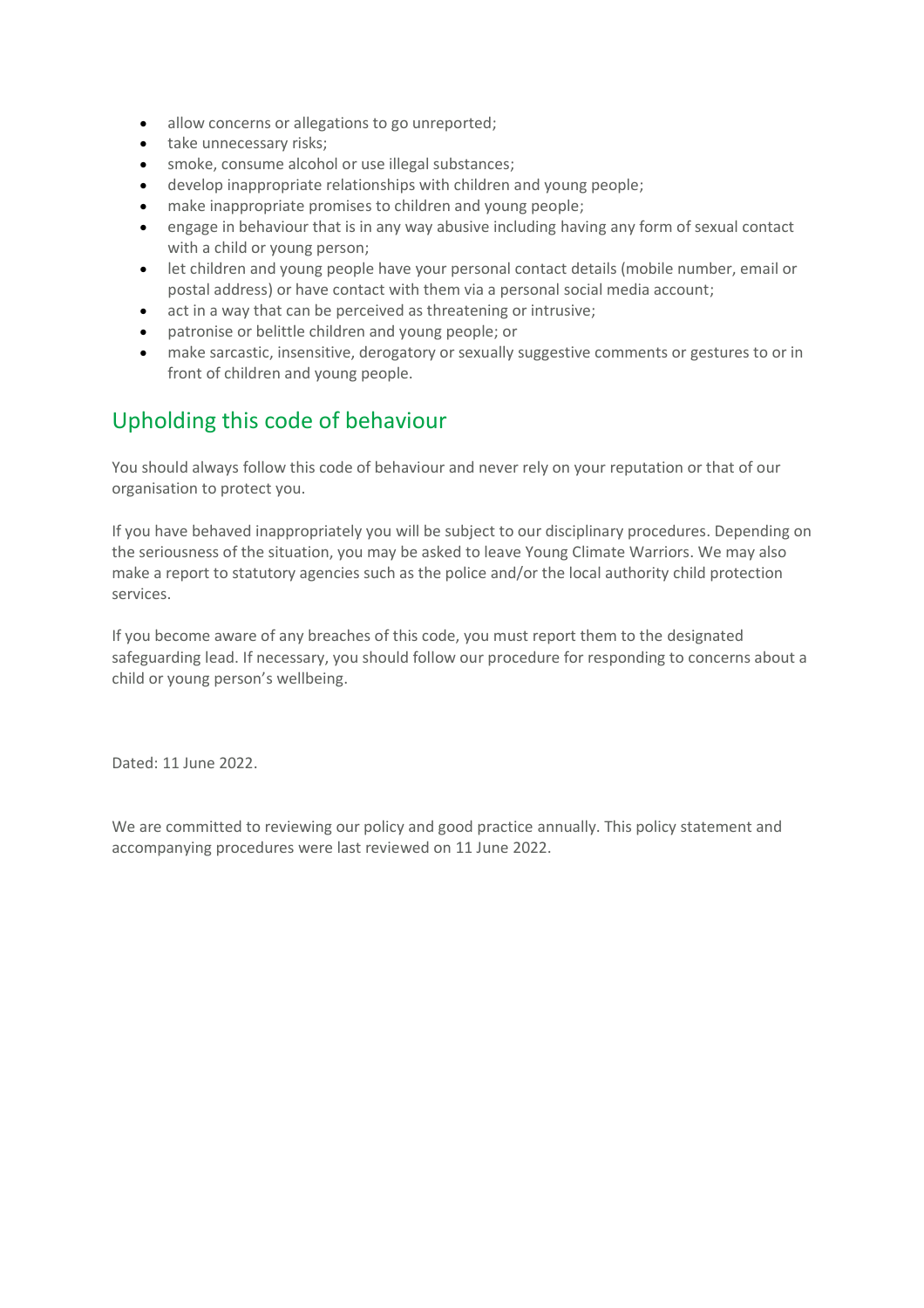- allow concerns or allegations to go unreported;
- take unnecessary risks;
- smoke, consume alcohol or use illegal substances;
- develop inappropriate relationships with children and young people;
- make inappropriate promises to children and young people;
- engage in behaviour that is in any way abusive including having any form of sexual contact with a child or young person;
- let children and young people have your personal contact details (mobile number, email or postal address) or have contact with them via a personal social media account;
- act in a way that can be perceived as threatening or intrusive;
- patronise or belittle children and young people; or
- make sarcastic, insensitive, derogatory or sexually suggestive comments or gestures to or in front of children and young people.

## Upholding this code of behaviour

You should always follow this code of behaviour and never rely on your reputation or that of our organisation to protect you.

If you have behaved inappropriately you will be subject to our disciplinary procedures. Depending on the seriousness of the situation, you may be asked to leave Young Climate Warriors. We may also make a report to statutory agencies such as the police and/or the local authority child protection services.

If you become aware of any breaches of this code, you must report them to the designated safeguarding lead. If necessary, you should follow our procedure for responding to concerns about a child or young person's wellbeing.

Dated: 11 June 2022.

We are committed to reviewing our policy and good practice annually. This policy statement and accompanying procedures were last reviewed on 11 June 2022.